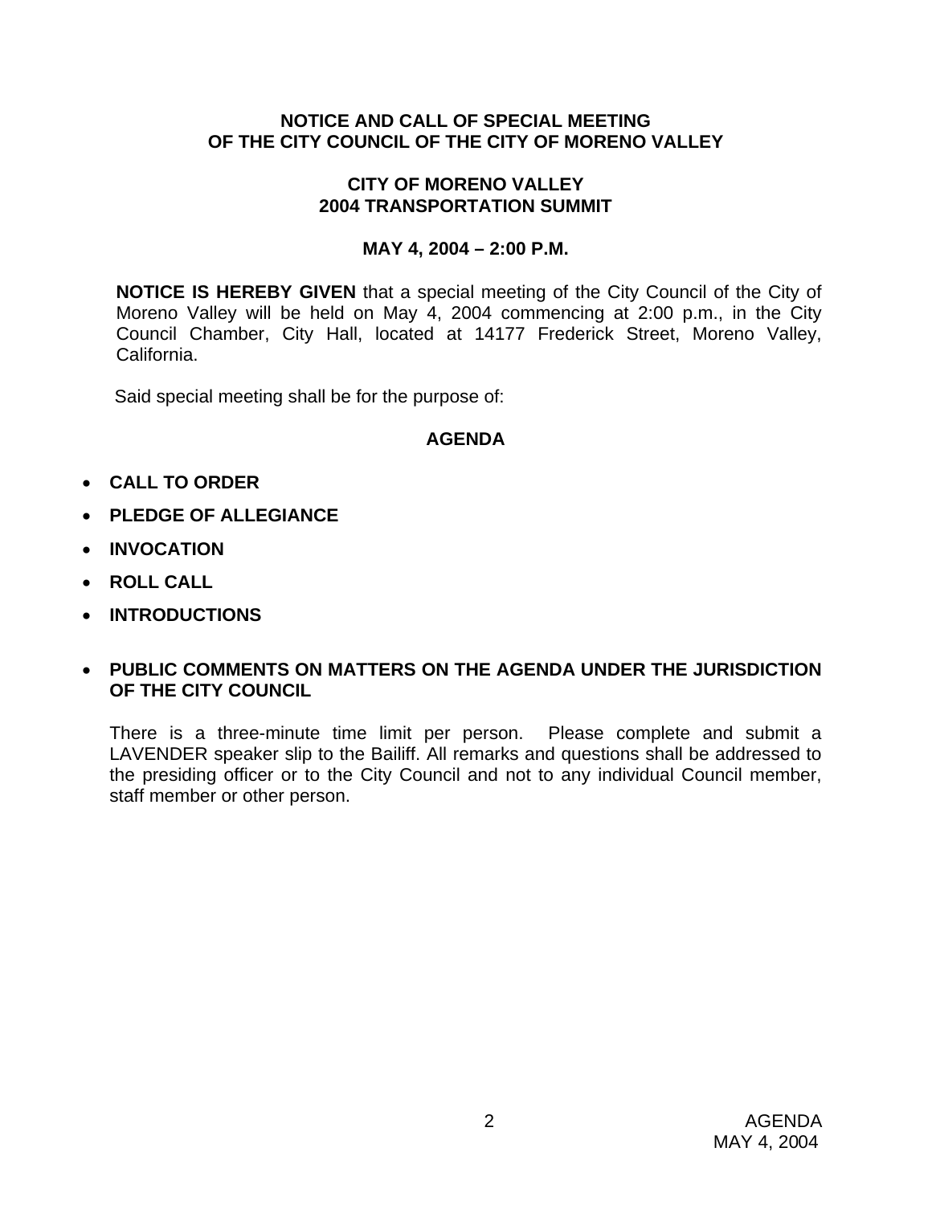**NOTICE AND CALL OF SPECIAL MEETING**
**OF THE CITY COUNCIL OF THE CITY OF MORENO VALLEY**

**CITY OF MORENO VALLEY**
**2004 TRANSPORTATION SUMMIT**

**MAY 4, 2004 – 2:00 P.M.**

**NOTICE IS HEREBY GIVEN** that a special meeting of the City Council of the City of Moreno Valley will be held on May 4, 2004 commencing at 2:00 p.m., in the City Council Chamber, City Hall, located at 14177 Frederick Street, Moreno Valley, California.

Said special meeting shall be for the purpose of:

## AGENDA

- **CALL TO ORDER**
- **PLEDGE OF ALLEGIANCE**
- **INVOCATION**
- **ROLL CALL**
- **INTRODUCTIONS**
- **PUBLIC COMMENTS ON MATTERS ON THE AGENDA UNDER THE JURISDICTION OF THE CITY COUNCIL**

  There is a three-minute time limit per person. Please complete and submit a LAVENDER speaker slip to the Bailiff. All remarks and questions shall be addressed to the presiding officer or to the City Council and not to any individual Council member, staff member or other person.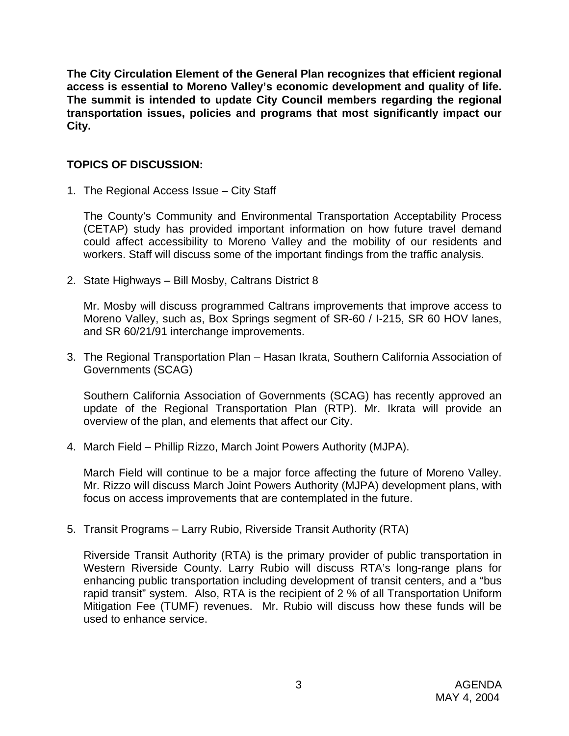**The City Circulation Element of the General Plan recognizes that efficient regional access is essential to Moreno Valley's economic development and quality of life. The summit is intended to update City Council members regarding the regional transportation issues, policies and programs that most significantly impact our City.**

**TOPICS OF DISCUSSION:**

1. The Regional Access Issue – City Staff

   The County's Community and Environmental Transportation Acceptability Process (CETAP) study has provided important information on how future travel demand could affect accessibility to Moreno Valley and the mobility of our residents and workers. Staff will discuss some of the important findings from the traffic analysis.

2. State Highways – Bill Mosby, Caltrans District 8

   Mr. Mosby will discuss programmed Caltrans improvements that improve access to Moreno Valley, such as, Box Springs segment of SR-60 / I-215, SR 60 HOV lanes, and SR 60/21/91 interchange improvements.

3. The Regional Transportation Plan – Hasan Ikrata, Southern California Association of Governments (SCAG)

   Southern California Association of Governments (SCAG) has recently approved an update of the Regional Transportation Plan (RTP). Mr. Ikrata will provide an overview of the plan, and elements that affect our City.

4. March Field – Phillip Rizzo, March Joint Powers Authority (MJPA).

   March Field will continue to be a major force affecting the future of Moreno Valley. Mr. Rizzo will discuss March Joint Powers Authority (MJPA) development plans, with focus on access improvements that are contemplated in the future.

5. Transit Programs – Larry Rubio, Riverside Transit Authority (RTA)

   Riverside Transit Authority (RTA) is the primary provider of public transportation in Western Riverside County. Larry Rubio will discuss RTA's long-range plans for enhancing public transportation including development of transit centers, and a "bus rapid transit" system. Also, RTA is the recipient of 2 % of all Transportation Uniform Mitigation Fee (TUMF) revenues. Mr. Rubio will discuss how these funds will be used to enhance service.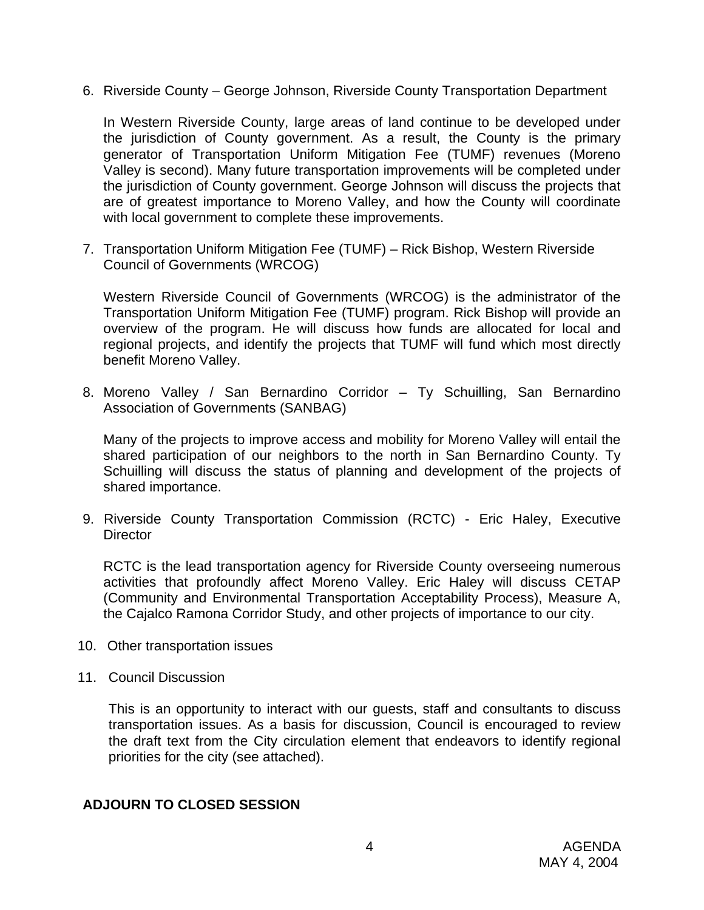6. Riverside County – George Johnson, Riverside County Transportation Department

   In Western Riverside County, large areas of land continue to be developed under the jurisdiction of County government. As a result, the County is the primary generator of Transportation Uniform Mitigation Fee (TUMF) revenues (Moreno Valley is second). Many future transportation improvements will be completed under the jurisdiction of County government. George Johnson will discuss the projects that are of greatest importance to Moreno Valley, and how the County will coordinate with local government to complete these improvements.

7. Transportation Uniform Mitigation Fee (TUMF) – Rick Bishop, Western Riverside Council of Governments (WRCOG)

   Western Riverside Council of Governments (WRCOG) is the administrator of the Transportation Uniform Mitigation Fee (TUMF) program. Rick Bishop will provide an overview of the program. He will discuss how funds are allocated for local and regional projects, and identify the projects that TUMF will fund which most directly benefit Moreno Valley.

8. Moreno Valley / San Bernardino Corridor – Ty Schuilling, San Bernardino Association of Governments (SANBAG)

   Many of the projects to improve access and mobility for Moreno Valley will entail the shared participation of our neighbors to the north in San Bernardino County. Ty Schuilling will discuss the status of planning and development of the projects of shared importance.

9. Riverside County Transportation Commission (RCTC) - Eric Haley, Executive Director

   RCTC is the lead transportation agency for Riverside County overseeing numerous activities that profoundly affect Moreno Valley. Eric Haley will discuss CETAP (Community and Environmental Transportation Acceptability Process), Measure A, the Cajalco Ramona Corridor Study, and other projects of importance to our city.

10. Other transportation issues

11. Council Discussion

    This is an opportunity to interact with our guests, staff and consultants to discuss transportation issues. As a basis for discussion, Council is encouraged to review the draft text from the City circulation element that endeavors to identify regional priorities for the city (see attached).

**ADJOURN TO CLOSED SESSION**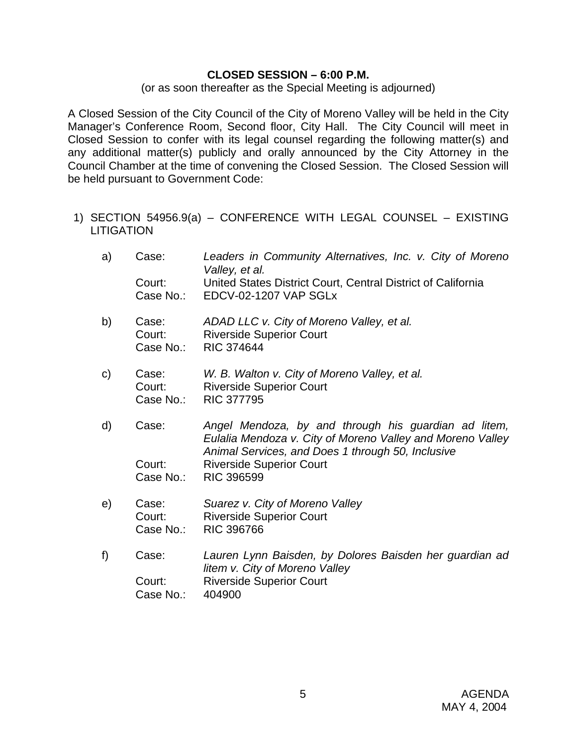**CLOSED SESSION – 6:00 P.M.**

(or as soon thereafter as the Special Meeting is adjourned)

A Closed Session of the City Council of the City of Moreno Valley will be held in the City Manager's Conference Room, Second floor, City Hall. The City Council will meet in Closed Session to confer with its legal counsel regarding the following matter(s) and any additional matter(s) publicly and orally announced by the City Attorney in the Council Chamber at the time of convening the Closed Session. The Closed Session will be held pursuant to Government Code:

1) SECTION 54956.9(a) – CONFERENCE WITH LEGAL COUNSEL – EXISTING LITIGATION

   a) Case: *Leaders in Community Alternatives, Inc. v. City of Moreno Valley, et al.*
      Court: United States District Court, Central District of California
      Case No.: EDCV-02-1207 VAP SGLx

   b) Case: *ADAD LLC v. City of Moreno Valley, et al.*
      Court: Riverside Superior Court
      Case No.: RIC 374644

   c) Case: *W. B. Walton v. City of Moreno Valley, et al.*
      Court: Riverside Superior Court
      Case No.: RIC 377795

   d) Case: *Angel Mendoza, by and through his guardian ad litem, Eulalia Mendoza v. City of Moreno Valley and Moreno Valley Animal Services, and Does 1 through 50, Inclusive*
      Court: Riverside Superior Court
      Case No.: RIC 396599

   e) Case: *Suarez v. City of Moreno Valley*
      Court: Riverside Superior Court
      Case No.: RIC 396766

   f) Case: *Lauren Lynn Baisden, by Dolores Baisden her guardian ad litem v. City of Moreno Valley*
      Court: Riverside Superior Court
      Case No.: 404900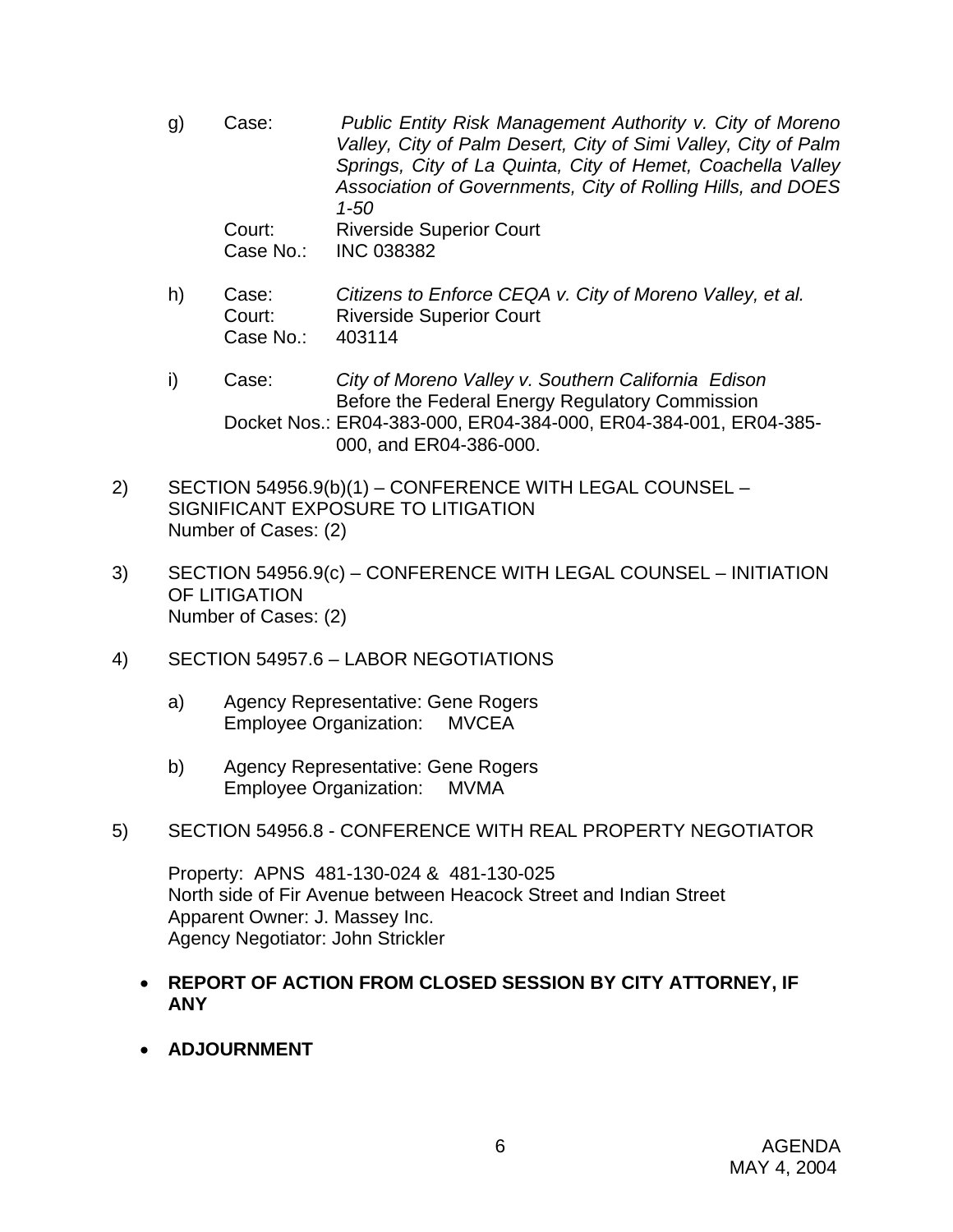g) Case: *Public Entity Risk Management Authority v. City of Moreno Valley, City of Palm Desert, City of Simi Valley, City of Palm Springs, City of La Quinta, City of Hemet, Coachella Valley Association of Governments, City of Rolling Hills, and DOES 1-50*
   Court: Riverside Superior Court
   Case No.: INC 038382

h) Case: *Citizens to Enforce CEQA v. City of Moreno Valley, et al.*
   Court: Riverside Superior Court
   Case No.: 403114

i) Case: *City of Moreno Valley v. Southern California Edison*
   Before the Federal Energy Regulatory Commission
   Docket Nos.: ER04-383-000, ER04-384-000, ER04-384-001, ER04-385-000, and ER04-386-000.

2) SECTION 54956.9(b)(1) – CONFERENCE WITH LEGAL COUNSEL – SIGNIFICANT EXPOSURE TO LITIGATION
   Number of Cases: (2)

3) SECTION 54956.9(c) – CONFERENCE WITH LEGAL COUNSEL – INITIATION OF LITIGATION
   Number of Cases: (2)

4) SECTION 54957.6 – LABOR NEGOTIATIONS

   a) Agency Representative: Gene Rogers
      Employee Organization: MVCEA

   b) Agency Representative: Gene Rogers
      Employee Organization: MVMA

5) SECTION 54956.8 - CONFERENCE WITH REAL PROPERTY NEGOTIATOR

   Property: APNS 481-130-024 & 481-130-025
   North side of Fir Avenue between Heacock Street and Indian Street
   Apparent Owner: J. Massey Inc.
   Agency Negotiator: John Strickler

- **REPORT OF ACTION FROM CLOSED SESSION BY CITY ATTORNEY, IF ANY**

- **ADJOURNMENT**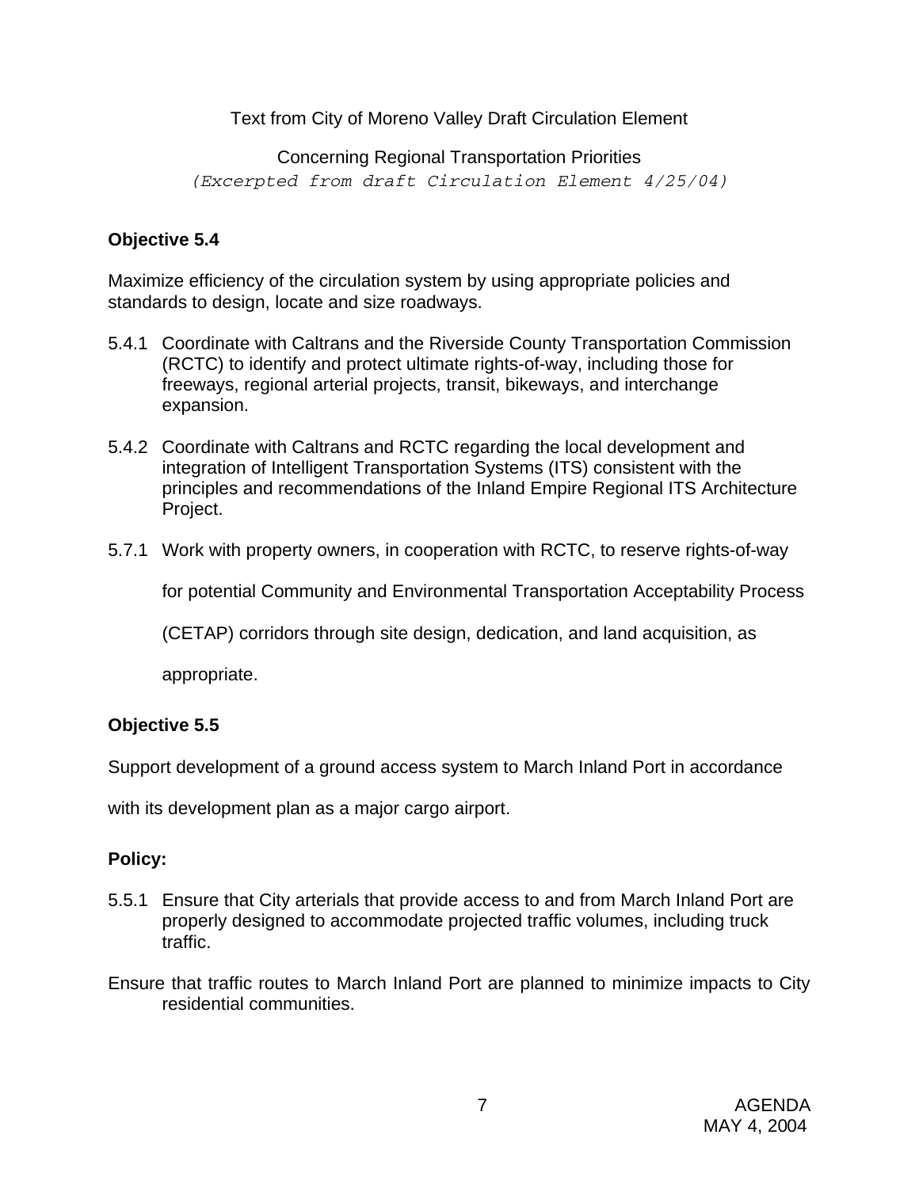Text from City of Moreno Valley Draft Circulation Element

Concerning Regional Transportation Priorities

*(Excerpted from draft Circulation Element 4/25/04)*

**Objective 5.4**

Maximize efficiency of the circulation system by using appropriate policies and standards to design, locate and size roadways.

5.4.1 Coordinate with Caltrans and the Riverside County Transportation Commission (RCTC) to identify and protect ultimate rights-of-way, including those for freeways, regional arterial projects, transit, bikeways, and interchange expansion.

5.4.2 Coordinate with Caltrans and RCTC regarding the local development and integration of Intelligent Transportation Systems (ITS) consistent with the principles and recommendations of the Inland Empire Regional ITS Architecture Project.

5.7.1 Work with property owners, in cooperation with RCTC, to reserve rights-of-way for potential Community and Environmental Transportation Acceptability Process (CETAP) corridors through site design, dedication, and land acquisition, as appropriate.

**Objective 5.5**

Support development of a ground access system to March Inland Port in accordance with its development plan as a major cargo airport.

**Policy:**

5.5.1 Ensure that City arterials that provide access to and from March Inland Port are properly designed to accommodate projected traffic volumes, including truck traffic.

Ensure that traffic routes to March Inland Port are planned to minimize impacts to City residential communities.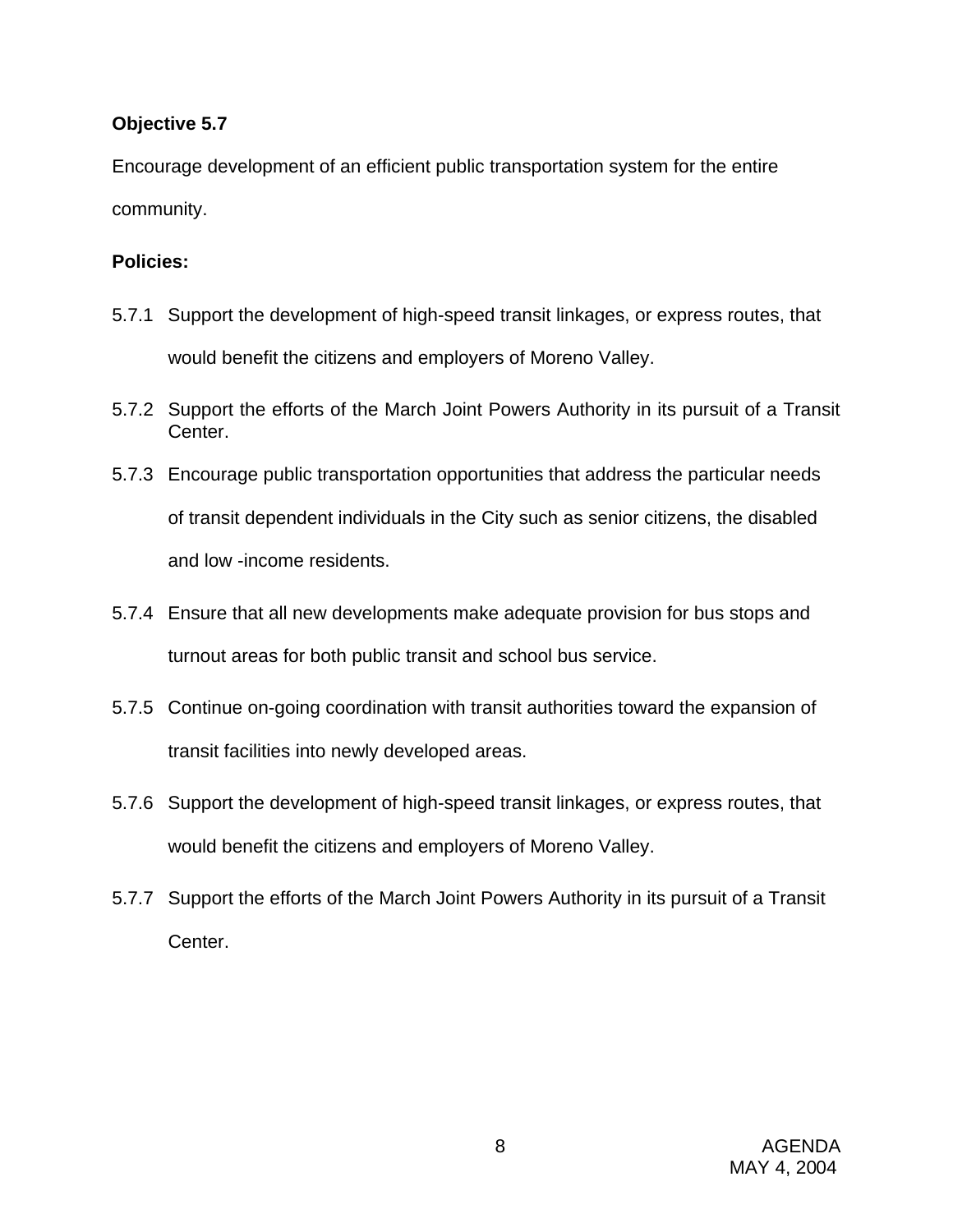**Objective 5.7**

Encourage development of an efficient public transportation system for the entire community.

**Policies:**

5.7.1 Support the development of high-speed transit linkages, or express routes, that would benefit the citizens and employers of Moreno Valley.

5.7.2 Support the efforts of the March Joint Powers Authority in its pursuit of a Transit Center.

5.7.3 Encourage public transportation opportunities that address the particular needs of transit dependent individuals in the City such as senior citizens, the disabled and low -income residents.

5.7.4 Ensure that all new developments make adequate provision for bus stops and turnout areas for both public transit and school bus service.

5.7.5 Continue on-going coordination with transit authorities toward the expansion of transit facilities into newly developed areas.

5.7.6 Support the development of high-speed transit linkages, or express routes, that would benefit the citizens and employers of Moreno Valley.

5.7.7 Support the efforts of the March Joint Powers Authority in its pursuit of a Transit Center.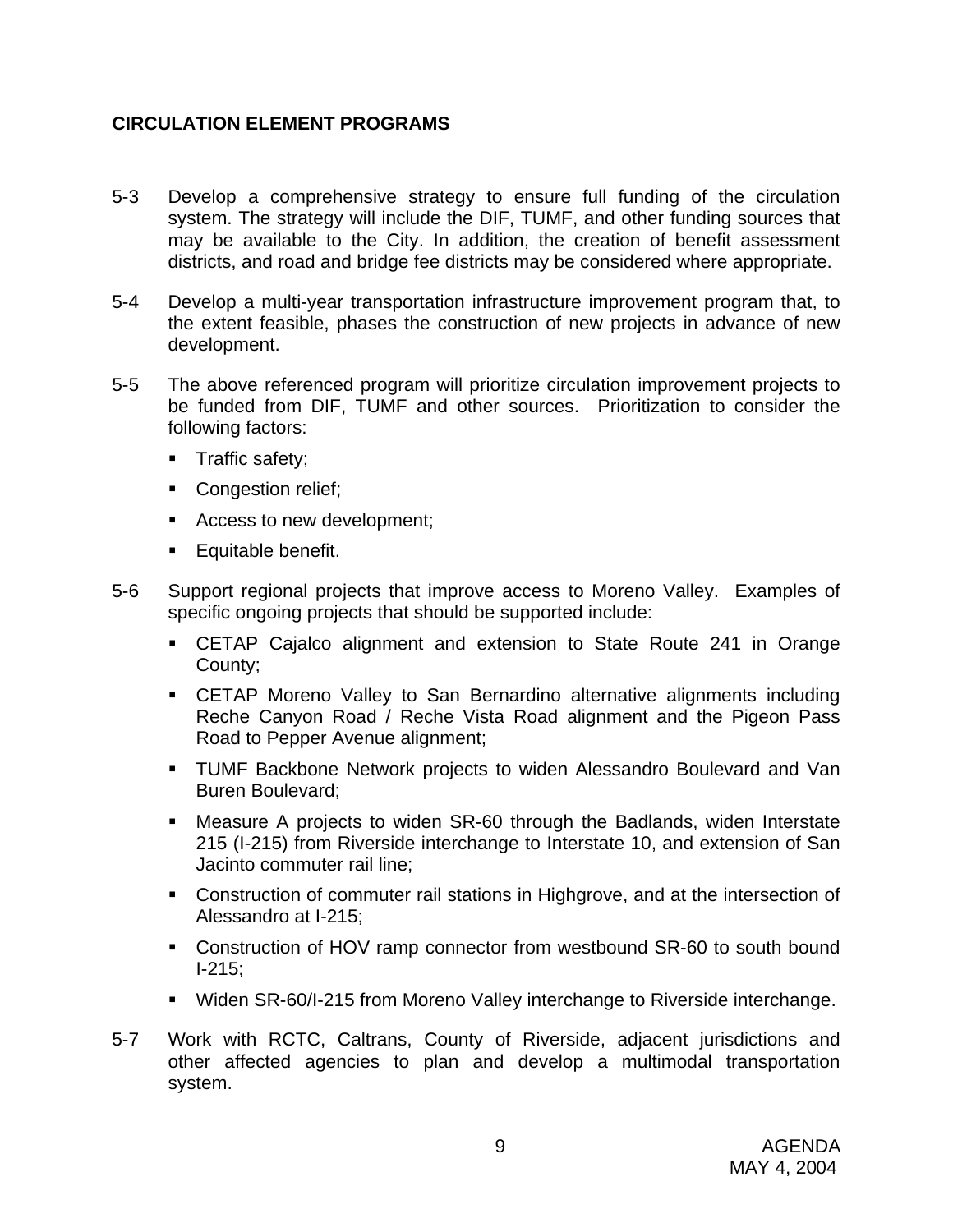## CIRCULATION ELEMENT PROGRAMS

5-3 Develop a comprehensive strategy to ensure full funding of the circulation system. The strategy will include the DIF, TUMF, and other funding sources that may be available to the City. In addition, the creation of benefit assessment districts, and road and bridge fee districts may be considered where appropriate.

5-4 Develop a multi-year transportation infrastructure improvement program that, to the extent feasible, phases the construction of new projects in advance of new development.

5-5 The above referenced program will prioritize circulation improvement projects to be funded from DIF, TUMF and other sources. Prioritization to consider the following factors:

- Traffic safety;
- Congestion relief;
- Access to new development;
- Equitable benefit.

5-6 Support regional projects that improve access to Moreno Valley. Examples of specific ongoing projects that should be supported include:

- CETAP Cajalco alignment and extension to State Route 241 in Orange County;
- CETAP Moreno Valley to San Bernardino alternative alignments including Reche Canyon Road / Reche Vista Road alignment and the Pigeon Pass Road to Pepper Avenue alignment;
- TUMF Backbone Network projects to widen Alessandro Boulevard and Van Buren Boulevard;
- Measure A projects to widen SR-60 through the Badlands, widen Interstate 215 (I-215) from Riverside interchange to Interstate 10, and extension of San Jacinto commuter rail line;
- Construction of commuter rail stations in Highgrove, and at the intersection of Alessandro at I-215;
- Construction of HOV ramp connector from westbound SR-60 to south bound I-215;
- Widen SR-60/I-215 from Moreno Valley interchange to Riverside interchange.

5-7 Work with RCTC, Caltrans, County of Riverside, adjacent jurisdictions and other affected agencies to plan and develop a multimodal transportation system.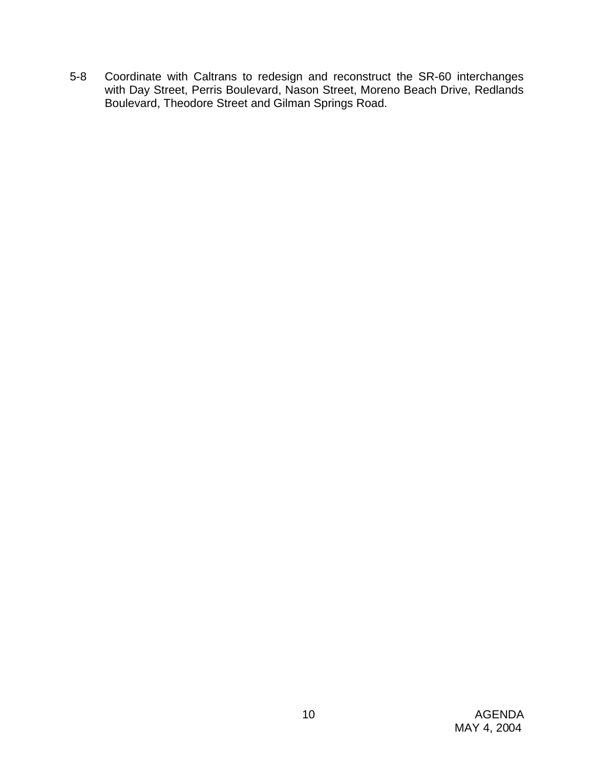5-8 Coordinate with Caltrans to redesign and reconstruct the SR-60 interchanges with Day Street, Perris Boulevard, Nason Street, Moreno Beach Drive, Redlands Boulevard, Theodore Street and Gilman Springs Road.